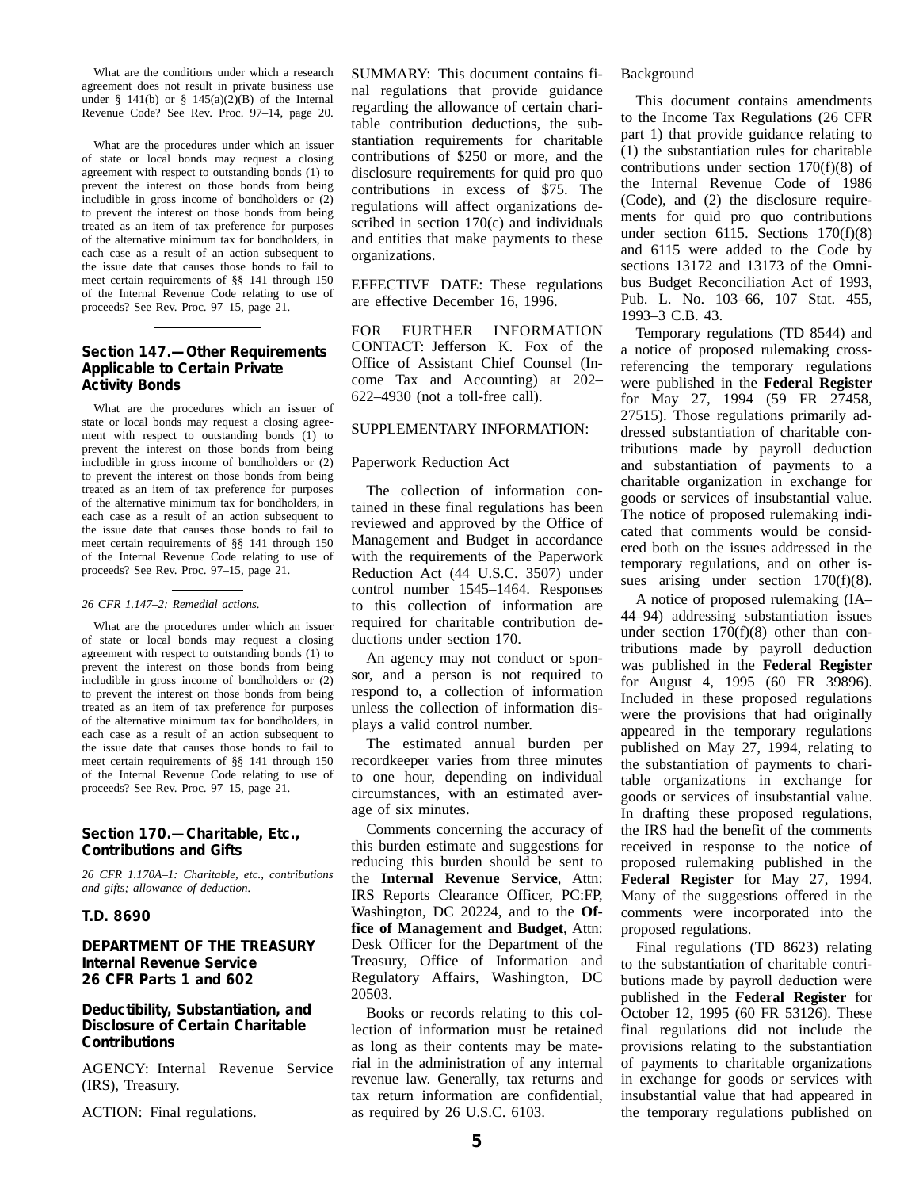What are the conditions under which a research agreement does not result in private business use under § 141(b) or § 145(a)(2)(B) of the Internal Revenue Code? See Rev. Proc. 97–14, page 20.

What are the procedures under which an issuer of state or local bonds may request a closing agreement with respect to outstanding bonds (1) to prevent the interest on those bonds from being includible in gross income of bondholders or (2) to prevent the interest on those bonds from being treated as an item of tax preference for purposes of the alternative minimum tax for bondholders, in each case as a result of an action subsequent to the issue date that causes those bonds to fail to meet certain requirements of §§ 141 through 150 of the Internal Revenue Code relating to use of proceeds? See Rev. Proc. 97–15, page 21.

### Section 147.—Other Requirements Applicable to Certain Private Activity Bonds

What are the procedures which an issuer of state or local bonds may request a closing agreement with respect to outstanding bonds (1) to prevent the interest on those bonds from being includible in gross income of bondholders or (2) to prevent the interest on those bonds from being treated as an item of tax preference for purposes of the alternative minimum tax for bondholders, in each case as a result of an action subsequent to the issue date that causes those bonds to fail to meet certain requirements of §§ 141 through 150 of the Internal Revenue Code relating to use of proceeds? See Rev. Proc. 97–15, page 21.

*26 CFR 1.147–2: Remedial actions.*

What are the procedures under which an issuer of state or local bonds may request a closing agreement with respect to outstanding bonds (1) to prevent the interest on those bonds from being includible in gross income of bondholders or (2) to prevent the interest on those bonds from being treated as an item of tax preference for purposes of the alternative minimum tax for bondholders, in each case as a result of an action subsequent to the issue date that causes those bonds to fail to meet certain requirements of §§ 141 through 150 of the Internal Revenue Code relating to use of proceeds? See Rev. Proc. 97–15, page 21.

### Section 170.—Charitable, Etc., Contributions and Gifts

*26 CFR 1.170A–1: Charitable, etc., contributions and gifts; allowance of deduction.*

**T.D. 8690**

**DEPARTMENT OF THE TREASURY**
**Internal Revenue Service**
**26 CFR Parts 1 and 602**

**Deductibility, Substantiation, and Disclosure of Certain Charitable Contributions**

AGENCY: Internal Revenue Service (IRS), Treasury.

ACTION: Final regulations.

SUMMARY: This document contains final regulations that provide guidance regarding the allowance of certain charitable contribution deductions, the substantiation requirements for charitable contributions of $250 or more, and the disclosure requirements for quid pro quo contributions in excess of $75. The regulations will affect organizations described in section 170(c) and individuals and entities that make payments to these organizations.

EFFECTIVE DATE: These regulations are effective December 16, 1996.

FOR FURTHER INFORMATION CONTACT: Jefferson K. Fox of the Office of Assistant Chief Counsel (Income Tax and Accounting) at 202–622–4930 (not a toll-free call).

SUPPLEMENTARY INFORMATION:

Paperwork Reduction Act

The collection of information contained in these final regulations has been reviewed and approved by the Office of Management and Budget in accordance with the requirements of the Paperwork Reduction Act (44 U.S.C. 3507) under control number 1545–1464. Responses to this collection of information are required for charitable contribution deductions under section 170.

An agency may not conduct or sponsor, and a person is not required to respond to, a collection of information unless the collection of information displays a valid control number.

The estimated annual burden per recordkeeper varies from three minutes to one hour, depending on individual circumstances, with an estimated average of six minutes.

Comments concerning the accuracy of this burden estimate and suggestions for reducing this burden should be sent to the **Internal Revenue Service**, Attn: IRS Reports Clearance Officer, PC:FP, Washington, DC 20224, and to the **Office of Management and Budget**, Attn: Desk Officer for the Department of the Treasury, Office of Information and Regulatory Affairs, Washington, DC 20503.

Books or records relating to this collection of information must be retained as long as their contents may be material in the administration of any internal revenue law. Generally, tax returns and tax return information are confidential, as required by 26 U.S.C. 6103.

Background

This document contains amendments to the Income Tax Regulations (26 CFR part 1) that provide guidance relating to (1) the substantiation rules for charitable contributions under section 170(f)(8) of the Internal Revenue Code of 1986 (Code), and (2) the disclosure requirements for quid pro quo contributions under section 6115. Sections 170(f)(8) and 6115 were added to the Code by sections 13172 and 13173 of the Omnibus Budget Reconciliation Act of 1993, Pub. L. No. 103–66, 107 Stat. 455, 1993–3 C.B. 43.

Temporary regulations (TD 8544) and a notice of proposed rulemaking cross-referencing the temporary regulations were published in the **Federal Register** for May 27, 1994 (59 FR 27458, 27515). Those regulations primarily addressed substantiation of charitable contributions made by payroll deduction and substantiation of payments to a charitable organization in exchange for goods or services of insubstantial value. The notice of proposed rulemaking indicated that comments would be considered both on the issues addressed in the temporary regulations, and on other issues arising under section 170(f)(8).

A notice of proposed rulemaking (IA–44–94) addressing substantiation issues under section 170(f)(8) other than contributions made by payroll deduction was published in the **Federal Register** for August 4, 1995 (60 FR 39896). Included in these proposed regulations were the provisions that had originally appeared in the temporary regulations published on May 27, 1994, relating to the substantiation of payments to charitable organizations in exchange for goods or services of insubstantial value. In drafting these proposed regulations, the IRS had the benefit of the comments received in response to the notice of proposed rulemaking published in the **Federal Register** for May 27, 1994. Many of the suggestions offered in the comments were incorporated into the proposed regulations.

Final regulations (TD 8623) relating to the substantiation of charitable contributions made by payroll deduction were published in the **Federal Register** for October 12, 1995 (60 FR 53126). These final regulations did not include the provisions relating to the substantiation of payments to charitable organizations in exchange for goods or services with insubstantial value that had appeared in the temporary regulations published on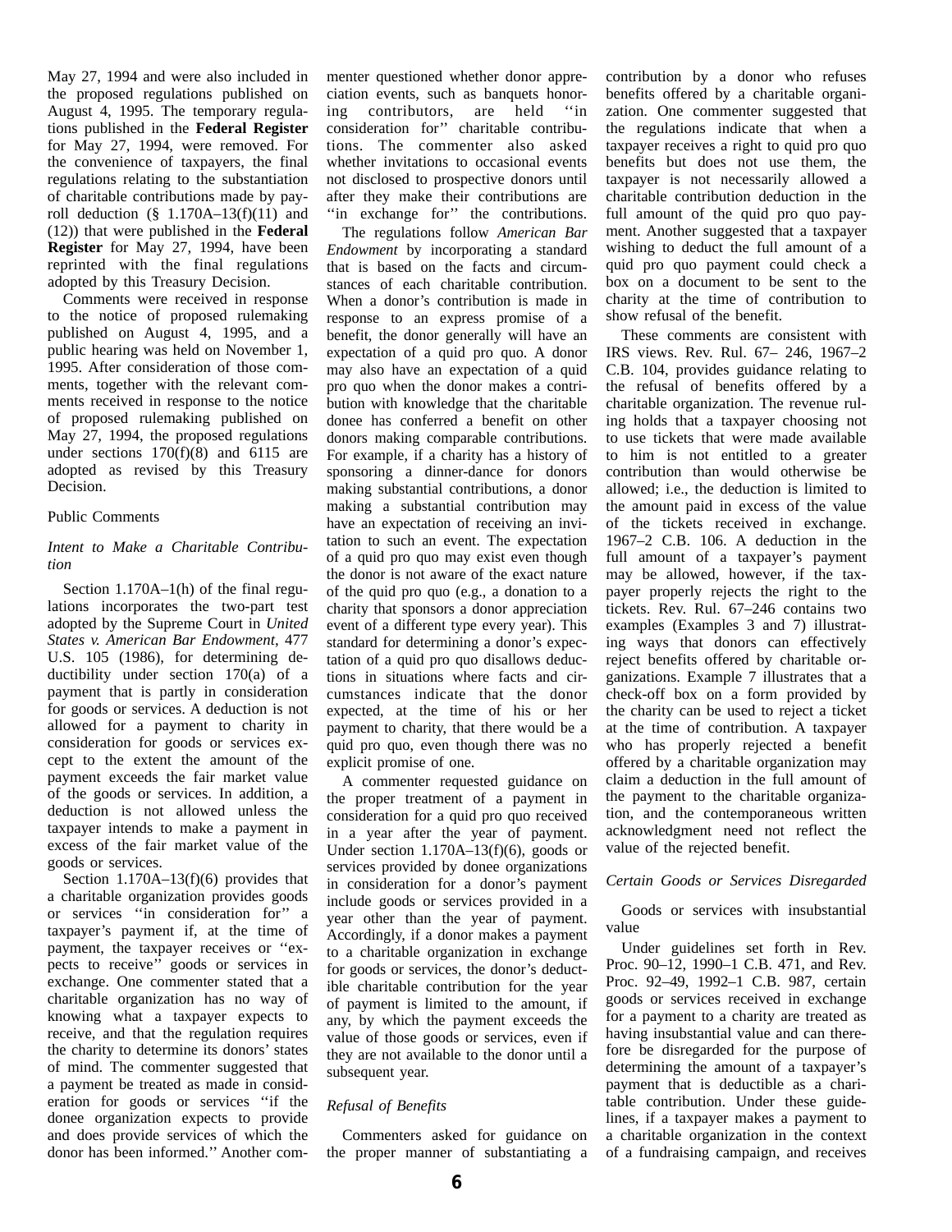May 27, 1994 and were also included in the proposed regulations published on August 4, 1995. The temporary regulations published in the **Federal Register** for May 27, 1994, were removed. For the convenience of taxpayers, the final regulations relating to the substantiation of charitable contributions made by payroll deduction (§ 1.170A–13(f)(11) and (12)) that were published in the **Federal Register** for May 27, 1994, have been reprinted with the final regulations adopted by this Treasury Decision.

Comments were received in response to the notice of proposed rulemaking published on August 4, 1995, and a public hearing was held on November 1, 1995. After consideration of those comments, together with the relevant comments received in response to the notice of proposed rulemaking published on May 27, 1994, the proposed regulations under sections 170(f)(8) and 6115 are adopted as revised by this Treasury Decision.

Public Comments

*Intent to Make a Charitable Contribution*

Section 1.170A–1(h) of the final regulations incorporates the two-part test adopted by the Supreme Court in *United States v. American Bar Endowment*, 477 U.S. 105 (1986), for determining deductibility under section 170(a) of a payment that is partly in consideration for goods or services. A deduction is not allowed for a payment to charity in consideration for goods or services except to the extent the amount of the payment exceeds the fair market value of the goods or services. In addition, a deduction is not allowed unless the taxpayer intends to make a payment in excess of the fair market value of the goods or services.

Section 1.170A–13(f)(6) provides that a charitable organization provides goods or services ''in consideration for'' a taxpayer's payment if, at the time of payment, the taxpayer receives or ''expects to receive'' goods or services in exchange. One commenter stated that a charitable organization has no way of knowing what a taxpayer expects to receive, and that the regulation requires the charity to determine its donors' states of mind. The commenter suggested that a payment be treated as made in consideration for goods or services ''if the donee organization expects to provide and does provide services of which the donor has been informed.'' Another commenter questioned whether donor appreciation events, such as banquets honoring contributors, are held ''in consideration for'' charitable contributions. The commenter also asked whether invitations to occasional events not disclosed to prospective donors until after they make their contributions are ''in exchange for'' the contributions.

The regulations follow *American Bar Endowment* by incorporating a standard that is based on the facts and circumstances of each charitable contribution. When a donor's contribution is made in response to an express promise of a benefit, the donor generally will have an expectation of a quid pro quo. A donor may also have an expectation of a quid pro quo when the donor makes a contribution with knowledge that the charitable donee has conferred a benefit on other donors making comparable contributions. For example, if a charity has a history of sponsoring a dinner-dance for donors making substantial contributions, a donor making a substantial contribution may have an expectation of receiving an invitation to such an event. The expectation of a quid pro quo may exist even though the donor is not aware of the exact nature of the quid pro quo (e.g., a donation to a charity that sponsors a donor appreciation event of a different type every year). This standard for determining a donor's expectation of a quid pro quo disallows deductions in situations where facts and circumstances indicate that the donor expected, at the time of his or her payment to charity, that there would be a quid pro quo, even though there was no explicit promise of one.

A commenter requested guidance on the proper treatment of a payment in consideration for a quid pro quo received in a year after the year of payment. Under section 1.170A–13(f)(6), goods or services provided by donee organizations in consideration for a donor's payment include goods or services provided in a year other than the year of payment. Accordingly, if a donor makes a payment to a charitable organization in exchange for goods or services, the donor's deductible charitable contribution for the year of payment is limited to the amount, if any, by which the payment exceeds the value of those goods or services, even if they are not available to the donor until a subsequent year.

*Refusal of Benefits*

Commenters asked for guidance on the proper manner of substantiating a contribution by a donor who refuses benefits offered by a charitable organization. One commenter suggested that the regulations indicate that when a taxpayer receives a right to quid pro quo benefits but does not use them, the taxpayer is not necessarily allowed a charitable contribution deduction in the full amount of the quid pro quo payment. Another suggested that a taxpayer wishing to deduct the full amount of a quid pro quo payment could check a box on a document to be sent to the charity at the time of contribution to show refusal of the benefit.

These comments are consistent with IRS views. Rev. Rul. 67– 246, 1967–2 C.B. 104, provides guidance relating to the refusal of benefits offered by a charitable organization. The revenue ruling holds that a taxpayer choosing not to use tickets that were made available to him is not entitled to a greater contribution than would otherwise be allowed; i.e., the deduction is limited to the amount paid in excess of the value of the tickets received in exchange. 1967–2 C.B. 106. A deduction in the full amount of a taxpayer's payment may be allowed, however, if the taxpayer properly rejects the right to the tickets. Rev. Rul. 67–246 contains two examples (Examples 3 and 7) illustrating ways that donors can effectively reject benefits offered by charitable organizations. Example 7 illustrates that a check-off box on a form provided by the charity can be used to reject a ticket at the time of contribution. A taxpayer who has properly rejected a benefit offered by a charitable organization may claim a deduction in the full amount of the payment to the charitable organization, and the contemporaneous written acknowledgment need not reflect the value of the rejected benefit.

*Certain Goods or Services Disregarded*

Goods or services with insubstantial value

Under guidelines set forth in Rev. Proc. 90–12, 1990–1 C.B. 471, and Rev. Proc. 92–49, 1992–1 C.B. 987, certain goods or services received in exchange for a payment to a charity are treated as having insubstantial value and can therefore be disregarded for the purpose of determining the amount of a taxpayer's payment that is deductible as a charitable contribution. Under these guidelines, if a taxpayer makes a payment to a charitable organization in the context of a fundraising campaign, and receives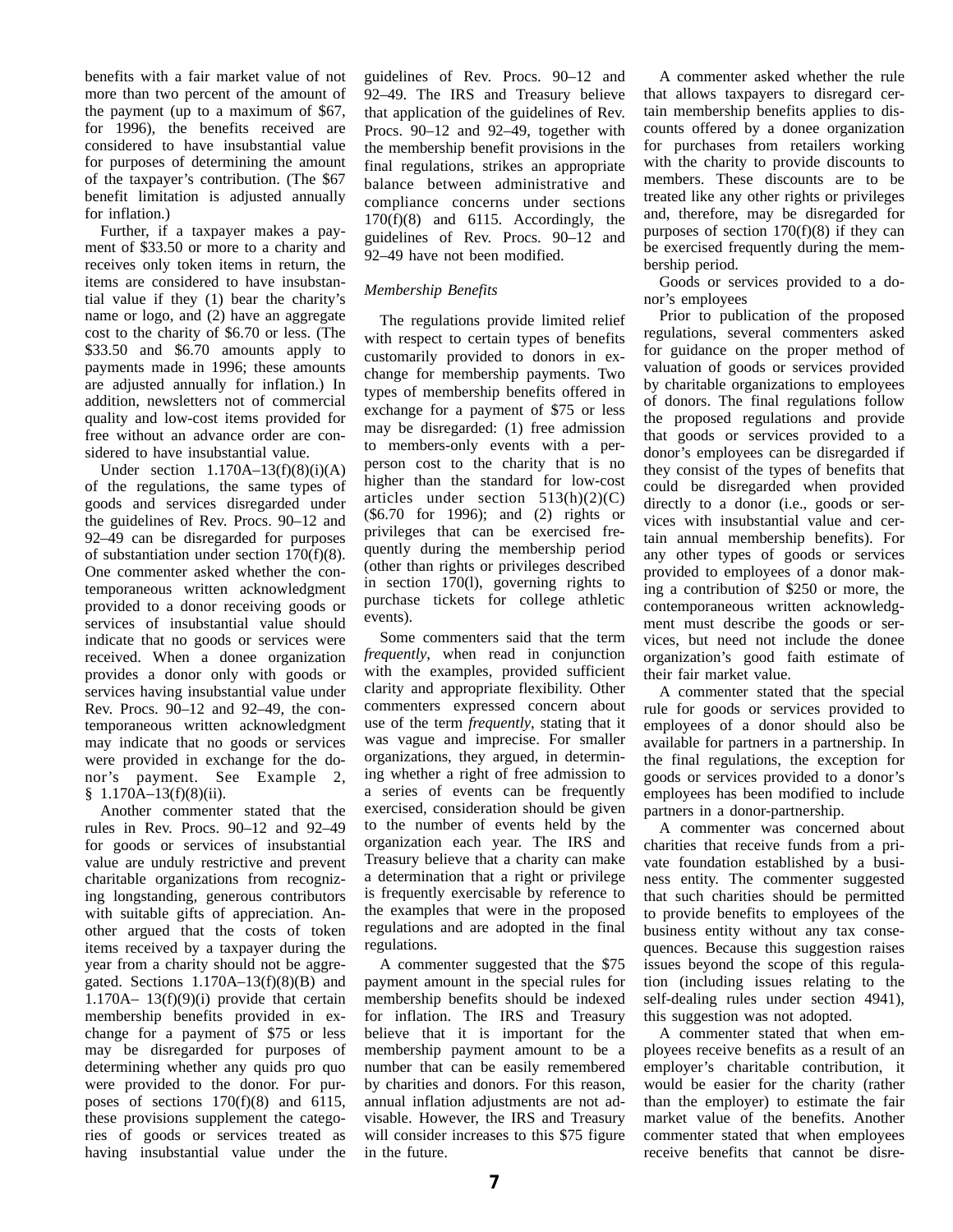benefits with a fair market value of not more than two percent of the amount of the payment (up to a maximum of $67, for 1996), the benefits received are considered to have insubstantial value for purposes of determining the amount of the taxpayer's contribution. (The $67 benefit limitation is adjusted annually for inflation.)

Further, if a taxpayer makes a payment of $33.50 or more to a charity and receives only token items in return, the items are considered to have insubstantial value if they (1) bear the charity's name or logo, and (2) have an aggregate cost to the charity of $6.70 or less. (The $33.50 and $6.70 amounts apply to payments made in 1996; these amounts are adjusted annually for inflation.) In addition, newsletters not of commercial quality and low-cost items provided for free without an advance order are considered to have insubstantial value.

Under section 1.170A–13(f)(8)(i)(A) of the regulations, the same types of goods and services disregarded under the guidelines of Rev. Procs. 90–12 and 92–49 can be disregarded for purposes of substantiation under section 170(f)(8). One commenter asked whether the contemporaneous written acknowledgment provided to a donor receiving goods or services of insubstantial value should indicate that no goods or services were received. When a donee organization provides a donor only with goods or services having insubstantial value under Rev. Procs. 90–12 and 92–49, the contemporaneous written acknowledgment may indicate that no goods or services were provided in exchange for the donor's payment. See Example 2, § 1.170A–13(f)(8)(ii).

Another commenter stated that the rules in Rev. Procs. 90–12 and 92–49 for goods or services of insubstantial value are unduly restrictive and prevent charitable organizations from recognizing longstanding, generous contributors with suitable gifts of appreciation. Another argued that the costs of token items received by a taxpayer during the year from a charity should not be aggregated. Sections 1.170A–13(f)(8)(B) and 1.170A– 13(f)(9)(i) provide that certain membership benefits provided in exchange for a payment of $75 or less may be disregarded for purposes of determining whether any quids pro quo were provided to the donor. For purposes of sections 170(f)(8) and 6115, these provisions supplement the categories of goods or services treated as having insubstantial value under the guidelines of Rev. Procs. 90–12 and 92–49. The IRS and Treasury believe that application of the guidelines of Rev. Procs. 90–12 and 92–49, together with the membership benefit provisions in the final regulations, strikes an appropriate balance between administrative and compliance concerns under sections 170(f)(8) and 6115. Accordingly, the guidelines of Rev. Procs. 90–12 and 92–49 have not been modified.

*Membership Benefits*

The regulations provide limited relief with respect to certain types of benefits customarily provided to donors in exchange for membership payments. Two types of membership benefits offered in exchange for a payment of $75 or less may be disregarded: (1) free admission to members-only events with a per-person cost to the charity that is no higher than the standard for low-cost articles under section 513(h)(2)(C) ($6.70 for 1996); and (2) rights or privileges that can be exercised frequently during the membership period (other than rights or privileges described in section 170(l), governing rights to purchase tickets for college athletic events).

Some commenters said that the term *frequently*, when read in conjunction with the examples, provided sufficient clarity and appropriate flexibility. Other commenters expressed concern about use of the term *frequently*, stating that it was vague and imprecise. For smaller organizations, they argued, in determining whether a right of free admission to a series of events can be frequently exercised, consideration should be given to the number of events held by the organization each year. The IRS and Treasury believe that a charity can make a determination that a right or privilege is frequently exercisable by reference to the examples that were in the proposed regulations and are adopted in the final regulations.

A commenter suggested that the $75 payment amount in the special rules for membership benefits should be indexed for inflation. The IRS and Treasury believe that it is important for the membership payment amount to be a number that can be easily remembered by charities and donors. For this reason, annual inflation adjustments are not advisable. However, the IRS and Treasury will consider increases to this $75 figure in the future.

A commenter asked whether the rule that allows taxpayers to disregard certain membership benefits applies to discounts offered by a donee organization for purchases from retailers working with the charity to provide discounts to members. These discounts are to be treated like any other rights or privileges and, therefore, may be disregarded for purposes of section 170(f)(8) if they can be exercised frequently during the membership period.

Goods or services provided to a donor's employees

Prior to publication of the proposed regulations, several commenters asked for guidance on the proper method of valuation of goods or services provided by charitable organizations to employees of donors. The final regulations follow the proposed regulations and provide that goods or services provided to a donor's employees can be disregarded if they consist of the types of benefits that could be disregarded when provided directly to a donor (i.e., goods or services with insubstantial value and certain annual membership benefits). For any other types of goods or services provided to employees of a donor making a contribution of $250 or more, the contemporaneous written acknowledgment must describe the goods or services, but need not include the donee organization's good faith estimate of their fair market value.

A commenter stated that the special rule for goods or services provided to employees of a donor should also be available for partners in a partnership. In the final regulations, the exception for goods or services provided to a donor's employees has been modified to include partners in a donor-partnership.

A commenter was concerned about charities that receive funds from a private foundation established by a business entity. The commenter suggested that such charities should be permitted to provide benefits to employees of the business entity without any tax consequences. Because this suggestion raises issues beyond the scope of this regulation (including issues relating to the self-dealing rules under section 4941), this suggestion was not adopted.

A commenter stated that when employees receive benefits as a result of an employer's charitable contribution, it would be easier for the charity (rather than the employer) to estimate the fair market value of the benefits. Another commenter stated that when employees receive benefits that cannot be disre-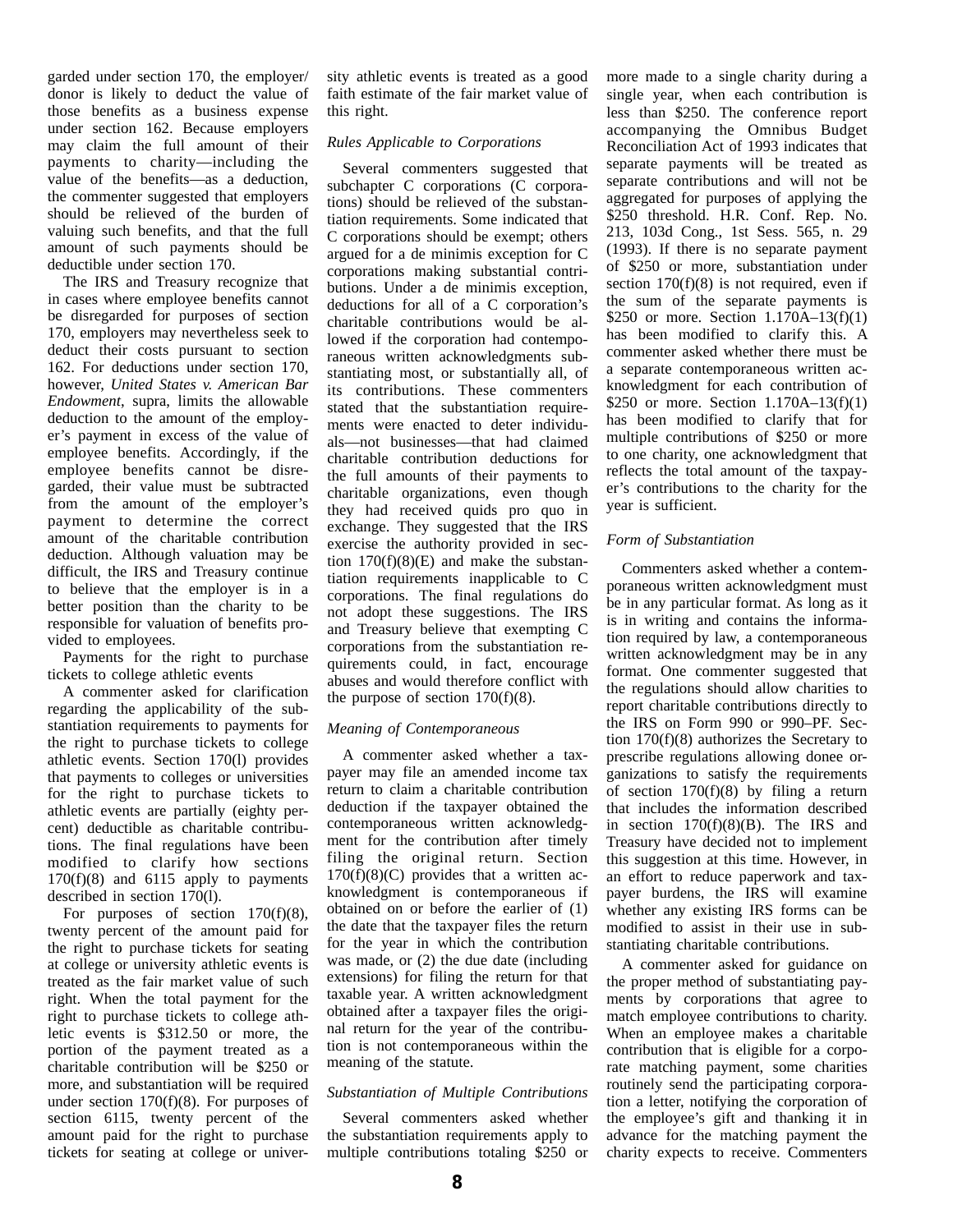garded under section 170, the employer/donor is likely to deduct the value of those benefits as a business expense under section 162. Because employers may claim the full amount of their payments to charity—including the value of the benefits—as a deduction, the commenter suggested that employers should be relieved of the burden of valuing such benefits, and that the full amount of such payments should be deductible under section 170.

The IRS and Treasury recognize that in cases where employee benefits cannot be disregarded for purposes of section 170, employers may nevertheless seek to deduct their costs pursuant to section 162. For deductions under section 170, however, *United States v. American Bar Endowment*, supra, limits the allowable deduction to the amount of the employer's payment in excess of the value of employee benefits. Accordingly, if the employee benefits cannot be disregarded, their value must be subtracted from the amount of the employer's payment to determine the correct amount of the charitable contribution deduction. Although valuation may be difficult, the IRS and Treasury continue to believe that the employer is in a better position than the charity to be responsible for valuation of benefits provided to employees.

Payments for the right to purchase tickets to college athletic events

A commenter asked for clarification regarding the applicability of the substantiation requirements to payments for the right to purchase tickets to college athletic events. Section 170(l) provides that payments to colleges or universities for the right to purchase tickets to athletic events are partially (eighty percent) deductible as charitable contributions. The final regulations have been modified to clarify how sections 170(f)(8) and 6115 apply to payments described in section 170(l).

For purposes of section 170(f)(8), twenty percent of the amount paid for the right to purchase tickets for seating at college or university athletic events is treated as the fair market value of such right. When the total payment for the right to purchase tickets to college athletic events is $312.50 or more, the portion of the payment treated as a charitable contribution will be $250 or more, and substantiation will be required under section 170(f)(8). For purposes of section 6115, twenty percent of the amount paid for the right to purchase tickets for seating at college or university athletic events is treated as a good faith estimate of the fair market value of this right.

*Rules Applicable to Corporations*

Several commenters suggested that subchapter C corporations (C corporations) should be relieved of the substantiation requirements. Some indicated that C corporations should be exempt; others argued for a de minimis exception for C corporations making substantial contributions. Under a de minimis exception, deductions for all of a C corporation's charitable contributions would be allowed if the corporation had contemporaneous written acknowledgments substantiating most, or substantially all, of its contributions. These commenters stated that the substantiation requirements were enacted to deter individuals—not businesses—that had claimed charitable contribution deductions for the full amounts of their payments to charitable organizations, even though they had received quids pro quo in exchange. They suggested that the IRS exercise the authority provided in section 170(f)(8)(E) and make the substantiation requirements inapplicable to C corporations. The final regulations do not adopt these suggestions. The IRS and Treasury believe that exempting C corporations from the substantiation requirements could, in fact, encourage abuses and would therefore conflict with the purpose of section 170(f)(8).

*Meaning of Contemporaneous*

A commenter asked whether a taxpayer may file an amended income tax return to claim a charitable contribution deduction if the taxpayer obtained the contemporaneous written acknowledgment for the contribution after timely filing the original return. Section 170(f)(8)(C) provides that a written acknowledgment is contemporaneous if obtained on or before the earlier of (1) the date that the taxpayer files the return for the year in which the contribution was made, or (2) the due date (including extensions) for filing the return for that taxable year. A written acknowledgment obtained after a taxpayer files the original return for the year of the contribution is not contemporaneous within the meaning of the statute.

*Substantiation of Multiple Contributions*

Several commenters asked whether the substantiation requirements apply to multiple contributions totaling $250 or more made to a single charity during a single year, when each contribution is less than $250. The conference report accompanying the Omnibus Budget Reconciliation Act of 1993 indicates that separate payments will be treated as separate contributions and will not be aggregated for purposes of applying the $250 threshold. H.R. Conf. Rep. No. 213, 103d Cong., 1st Sess. 565, n. 29 (1993). If there is no separate payment of $250 or more, substantiation under section 170(f)(8) is not required, even if the sum of the separate payments is $250 or more. Section 1.170A–13(f)(1) has been modified to clarify this. A commenter asked whether there must be a separate contemporaneous written acknowledgment for each contribution of $250 or more. Section 1.170A–13(f)(1) has been modified to clarify that for multiple contributions of $250 or more to one charity, one acknowledgment that reflects the total amount of the taxpayer's contributions to the charity for the year is sufficient.

*Form of Substantiation*

Commenters asked whether a contemporaneous written acknowledgment must be in any particular format. As long as it is in writing and contains the information required by law, a contemporaneous written acknowledgment may be in any format. One commenter suggested that the regulations should allow charities to report charitable contributions directly to the IRS on Form 990 or 990–PF. Section 170(f)(8) authorizes the Secretary to prescribe regulations allowing donee organizations to satisfy the requirements of section 170(f)(8) by filing a return that includes the information described in section 170(f)(8)(B). The IRS and Treasury have decided not to implement this suggestion at this time. However, in an effort to reduce paperwork and taxpayer burdens, the IRS will examine whether any existing IRS forms can be modified to assist in their use in substantiating charitable contributions.

A commenter asked for guidance on the proper method of substantiating payments by corporations that agree to match employee contributions to charity. When an employee makes a charitable contribution that is eligible for a corporate matching payment, some charities routinely send the participating corporation a letter, notifying the corporation of the employee's gift and thanking it in advance for the matching payment the charity expects to receive. Commenters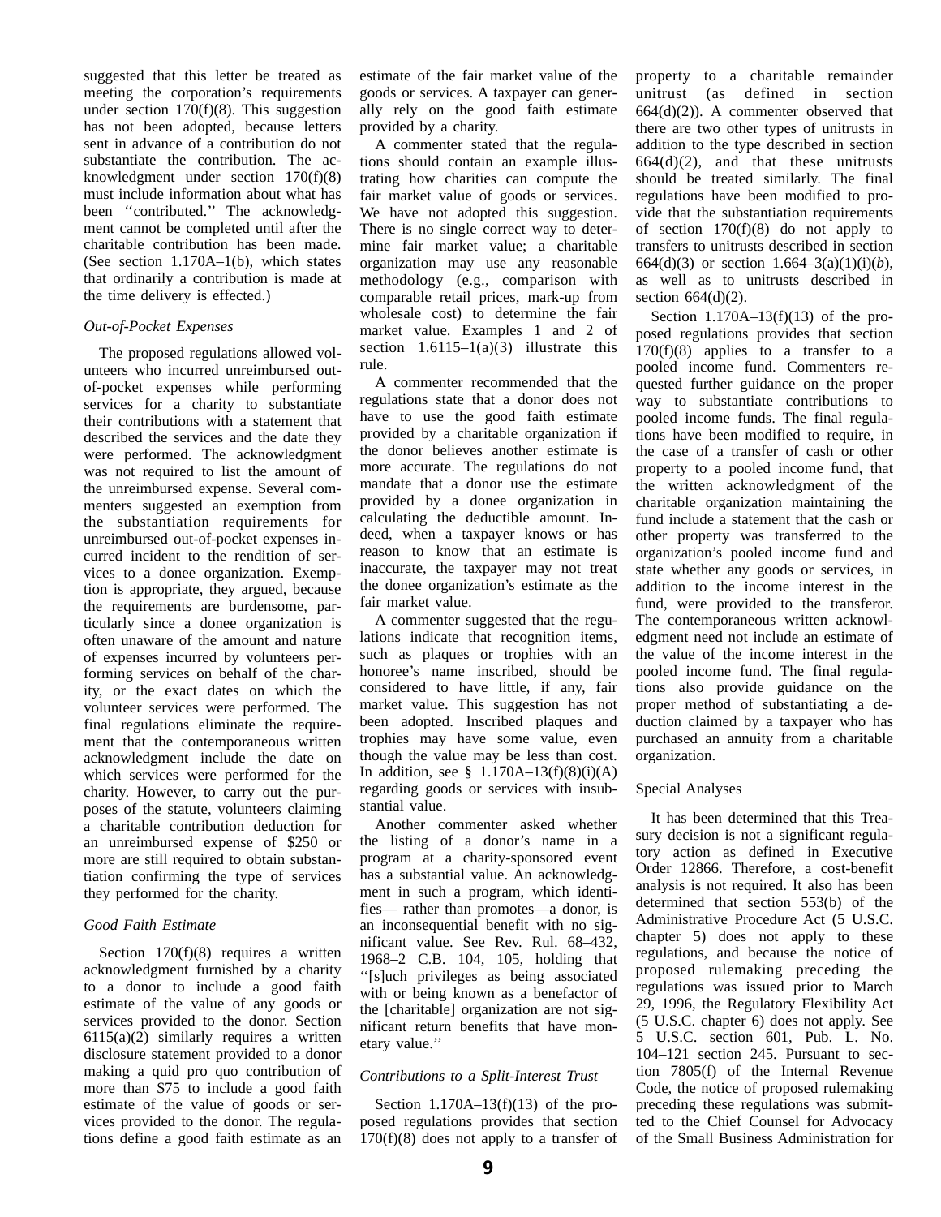suggested that this letter be treated as meeting the corporation's requirements under section 170(f)(8). This suggestion has not been adopted, because letters sent in advance of a contribution do not substantiate the contribution. The acknowledgment under section 170(f)(8) must include information about what has been ''contributed.'' The acknowledgment cannot be completed until after the charitable contribution has been made. (See section 1.170A–1(b), which states that ordinarily a contribution is made at the time delivery is effected.)

*Out-of-Pocket Expenses*

The proposed regulations allowed volunteers who incurred unreimbursed out-of-pocket expenses while performing services for a charity to substantiate their contributions with a statement that described the services and the date they were performed. The acknowledgment was not required to list the amount of the unreimbursed expense. Several commenters suggested an exemption from the substantiation requirements for unreimbursed out-of-pocket expenses incurred incident to the rendition of services to a donee organization. Exemption is appropriate, they argued, because the requirements are burdensome, particularly since a donee organization is often unaware of the amount and nature of expenses incurred by volunteers performing services on behalf of the charity, or the exact dates on which the volunteer services were performed. The final regulations eliminate the requirement that the contemporaneous written acknowledgment include the date on which services were performed for the charity. However, to carry out the purposes of the statute, volunteers claiming a charitable contribution deduction for an unreimbursed expense of $250 or more are still required to obtain substantiation confirming the type of services they performed for the charity.

*Good Faith Estimate*

Section 170(f)(8) requires a written acknowledgment furnished by a charity to a donor to include a good faith estimate of the value of any goods or services provided to the donor. Section 6115(a)(2) similarly requires a written disclosure statement provided to a donor making a quid pro quo contribution of more than $75 to include a good faith estimate of the value of goods or services provided to the donor. The regulations define a good faith estimate as an estimate of the fair market value of the goods or services. A taxpayer can generally rely on the good faith estimate provided by a charity.

A commenter stated that the regulations should contain an example illustrating how charities can compute the fair market value of goods or services. We have not adopted this suggestion. There is no single correct way to determine fair market value; a charitable organization may use any reasonable methodology (e.g., comparison with comparable retail prices, mark-up from wholesale cost) to determine the fair market value. Examples 1 and 2 of section 1.6115–1(a)(3) illustrate this rule.

A commenter recommended that the regulations state that a donor does not have to use the good faith estimate provided by a charitable organization if the donor believes another estimate is more accurate. The regulations do not mandate that a donor use the estimate provided by a donee organization in calculating the deductible amount. Indeed, when a taxpayer knows or has reason to know that an estimate is inaccurate, the taxpayer may not treat the donee organization's estimate as the fair market value.

A commenter suggested that the regulations indicate that recognition items, such as plaques or trophies with an honoree's name inscribed, should be considered to have little, if any, fair market value. This suggestion has not been adopted. Inscribed plaques and trophies may have some value, even though the value may be less than cost. In addition, see § 1.170A–13(f)(8)(i)(A) regarding goods or services with insubstantial value.

Another commenter asked whether the listing of a donor's name in a program at a charity-sponsored event has a substantial value. An acknowledgment in such a program, which identifies— rather than promotes—a donor, is an inconsequential benefit with no significant value. See Rev. Rul. 68–432, 1968–2 C.B. 104, 105, holding that ''[s]uch privileges as being associated with or being known as a benefactor of the [charitable] organization are not significant return benefits that have monetary value.''

*Contributions to a Split-Interest Trust*

Section 1.170A–13(f)(13) of the proposed regulations provides that section 170(f)(8) does not apply to a transfer of property to a charitable remainder unitrust (as defined in section 664(d)(2)). A commenter observed that there are two other types of unitrusts in addition to the type described in section 664(d)(2), and that these unitrusts should be treated similarly. The final regulations have been modified to provide that the substantiation requirements of section 170(f)(8) do not apply to transfers to unitrusts described in section 664(d)(3) or section 1.664–3(a)(1)(i)(*b*), as well as to unitrusts described in section 664(d)(2).

Section 1.170A–13(f)(13) of the proposed regulations provides that section 170(f)(8) applies to a transfer to a pooled income fund. Commenters requested further guidance on the proper way to substantiate contributions to pooled income funds. The final regulations have been modified to require, in the case of a transfer of cash or other property to a pooled income fund, that the written acknowledgment of the charitable organization maintaining the fund include a statement that the cash or other property was transferred to the organization's pooled income fund and state whether any goods or services, in addition to the income interest in the fund, were provided to the transferor. The contemporaneous written acknowledgment need not include an estimate of the value of the income interest in the pooled income fund. The final regulations also provide guidance on the proper method of substantiating a deduction claimed by a taxpayer who has purchased an annuity from a charitable organization.

Special Analyses

It has been determined that this Treasury decision is not a significant regulatory action as defined in Executive Order 12866. Therefore, a cost-benefit analysis is not required. It also has been determined that section 553(b) of the Administrative Procedure Act (5 U.S.C. chapter 5) does not apply to these regulations, and because the notice of proposed rulemaking preceding the regulations was issued prior to March 29, 1996, the Regulatory Flexibility Act (5 U.S.C. chapter 6) does not apply. See 5 U.S.C. section 601, Pub. L. No. 104–121 section 245. Pursuant to section 7805(f) of the Internal Revenue Code, the notice of proposed rulemaking preceding these regulations was submitted to the Chief Counsel for Advocacy of the Small Business Administration for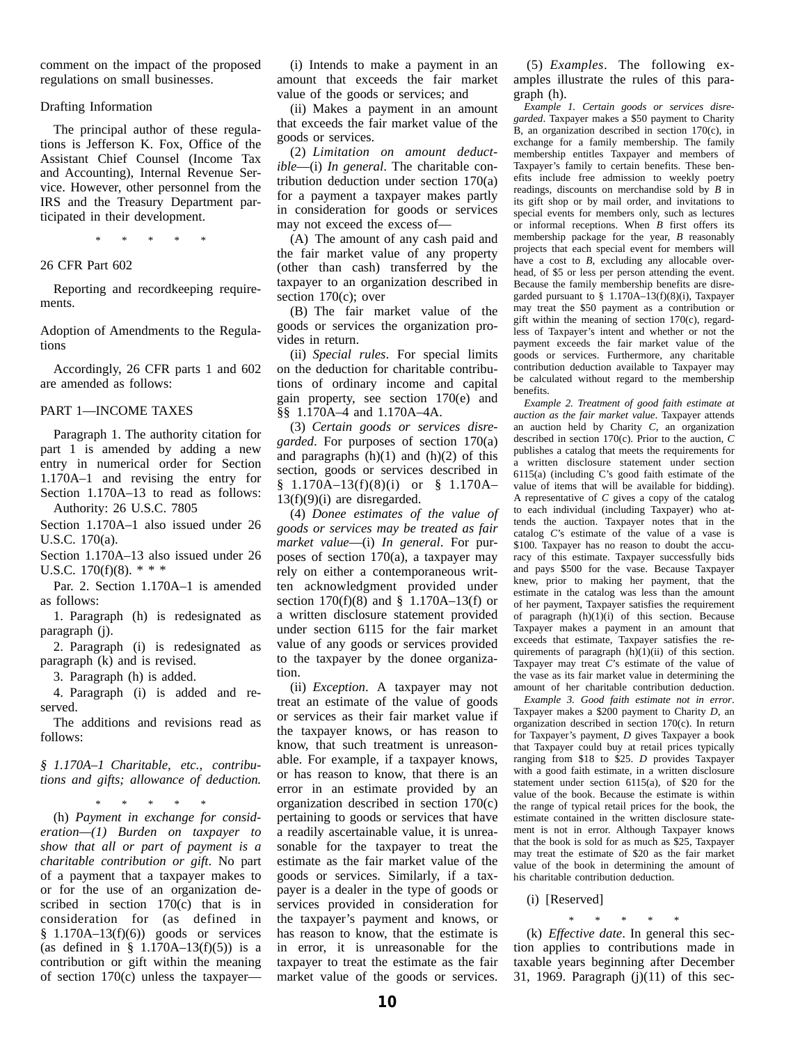comment on the impact of the proposed regulations on small businesses.

Drafting Information

The principal author of these regulations is Jefferson K. Fox, Office of the Assistant Chief Counsel (Income Tax and Accounting), Internal Revenue Service. However, other personnel from the IRS and the Treasury Department participated in their development.

\* \* \* \* \*

26 CFR Part 602

Reporting and recordkeeping requirements.

Adoption of Amendments to the Regulations

Accordingly, 26 CFR parts 1 and 602 are amended as follows:

PART 1—INCOME TAXES

Paragraph 1. The authority citation for part 1 is amended by adding a new entry in numerical order for Section 1.170A–1 and revising the entry for Section 1.170A–13 to read as follows:

Authority: 26 U.S.C. 7805

Section 1.170A–1 also issued under 26 U.S.C. 170(a).

Section 1.170A–13 also issued under 26 U.S.C. 170(f)(8). \* \* \*

Par. 2. Section 1.170A–1 is amended as follows:

1. Paragraph (h) is redesignated as paragraph (j).

2. Paragraph (i) is redesignated as paragraph (k) and is revised.

3. Paragraph (h) is added.

4. Paragraph (i) is added and reserved.

The additions and revisions read as follows:

*§ 1.170A–1 Charitable, etc., contributions and gifts; allowance of deduction.*

\* \* \* \* \*

(h) *Payment in exchange for consideration—(1) Burden on taxpayer to show that all or part of payment is a charitable contribution or gift*. No part of a payment that a taxpayer makes to or for the use of an organization described in section 170(c) that is in consideration for (as defined in § 1.170A–13(f)(6)) goods or services (as defined in § 1.170A–13(f)(5)) is a contribution or gift within the meaning of section 170(c) unless the taxpayer—

(i) Intends to make a payment in an amount that exceeds the fair market value of the goods or services; and

(ii) Makes a payment in an amount that exceeds the fair market value of the goods or services.

(2) *Limitation on amount deductible*—(i) *In general*. The charitable contribution deduction under section 170(a) for a payment a taxpayer makes partly in consideration for goods or services may not exceed the excess of—

(A) The amount of any cash paid and the fair market value of any property (other than cash) transferred by the taxpayer to an organization described in section 170(c); over

(B) The fair market value of the goods or services the organization provides in return.

(ii) *Special rules*. For special limits on the deduction for charitable contributions of ordinary income and capital gain property, see section 170(e) and §§ 1.170A–4 and 1.170A–4A.

(3) *Certain goods or services disregarded*. For purposes of section 170(a) and paragraphs (h)(1) and (h)(2) of this section, goods or services described in § 1.170A–13(f)(8)(i) or § 1.170A–13(f)(9)(i) are disregarded.

(4) *Donee estimates of the value of goods or services may be treated as fair market value*—(i) *In general*. For purposes of section 170(a), a taxpayer may rely on either a contemporaneous written acknowledgment provided under section 170(f)(8) and § 1.170A–13(f) or a written disclosure statement provided under section 6115 for the fair market value of any goods or services provided to the taxpayer by the donee organization.

(ii) *Exception*. A taxpayer may not treat an estimate of the value of goods or services as their fair market value if the taxpayer knows, or has reason to know, that such treatment is unreasonable. For example, if a taxpayer knows, or has reason to know, that there is an error in an estimate provided by an organization described in section 170(c) pertaining to goods or services that have a readily ascertainable value, it is unreasonable for the taxpayer to treat the estimate as the fair market value of the goods or services. Similarly, if a taxpayer is a dealer in the type of goods or services provided in consideration for the taxpayer's payment and knows, or has reason to know, that the estimate is in error, it is unreasonable for the taxpayer to treat the estimate as the fair market value of the goods or services.

(5) *Examples*. The following examples illustrate the rules of this paragraph (h).

*Example 1. Certain goods or services disregarded*. Taxpayer makes a $50 payment to Charity B, an organization described in section 170(c), in exchange for a family membership. The family membership entitles Taxpayer and members of Taxpayer's family to certain benefits. These benefits include free admission to weekly poetry readings, discounts on merchandise sold by *B* in its gift shop or by mail order, and invitations to special events for members only, such as lectures or informal receptions. When *B* first offers its membership package for the year, *B* reasonably projects that each special event for members will have a cost to *B*, excluding any allocable overhead, of $5 or less per person attending the event. Because the family membership benefits are disregarded pursuant to § 1.170A–13(f)(8)(i), Taxpayer may treat the $50 payment as a contribution or gift within the meaning of section 170(c), regardless of Taxpayer's intent and whether or not the payment exceeds the fair market value of the goods or services. Furthermore, any charitable contribution deduction available to Taxpayer may be calculated without regard to the membership benefits.

*Example 2. Treatment of good faith estimate at auction as the fair market value*. Taxpayer attends an auction held by Charity *C*, an organization described in section 170(c). Prior to the auction, *C* publishes a catalog that meets the requirements for a written disclosure statement under section 6115(a) (including C's good faith estimate of the value of items that will be available for bidding). A representative of *C* gives a copy of the catalog to each individual (including Taxpayer) who attends the auction. Taxpayer notes that in the catalog *C*'s estimate of the value of a vase is $100. Taxpayer has no reason to doubt the accuracy of this estimate. Taxpayer successfully bids and pays $500 for the vase. Because Taxpayer knew, prior to making her payment, that the estimate in the catalog was less than the amount of her payment, Taxpayer satisfies the requirement of paragraph (h)(1)(i) of this section. Because Taxpayer makes a payment in an amount that exceeds that estimate, Taxpayer satisfies the requirements of paragraph (h)(1)(ii) of this section. Taxpayer may treat *C*'s estimate of the value of the vase as its fair market value in determining the amount of her charitable contribution deduction.

*Example 3. Good faith estimate not in error*. Taxpayer makes a $200 payment to Charity *D*, an organization described in section 170(c). In return for Taxpayer's payment, *D* gives Taxpayer a book that Taxpayer could buy at retail prices typically ranging from $18 to $25. *D* provides Taxpayer with a good faith estimate, in a written disclosure statement under section 6115(a), of $20 for the value of the book. Because the estimate is within the range of typical retail prices for the book, the estimate contained in the written disclosure statement is not in error. Although Taxpayer knows that the book is sold for as much as $25, Taxpayer may treat the estimate of $20 as the fair market value of the book in determining the amount of his charitable contribution deduction.

(i) [Reserved]

\* \* \* \* \*

(k) *Effective date*. In general this section applies to contributions made in taxable years beginning after December 31, 1969. Paragraph (j)(11) of this sec-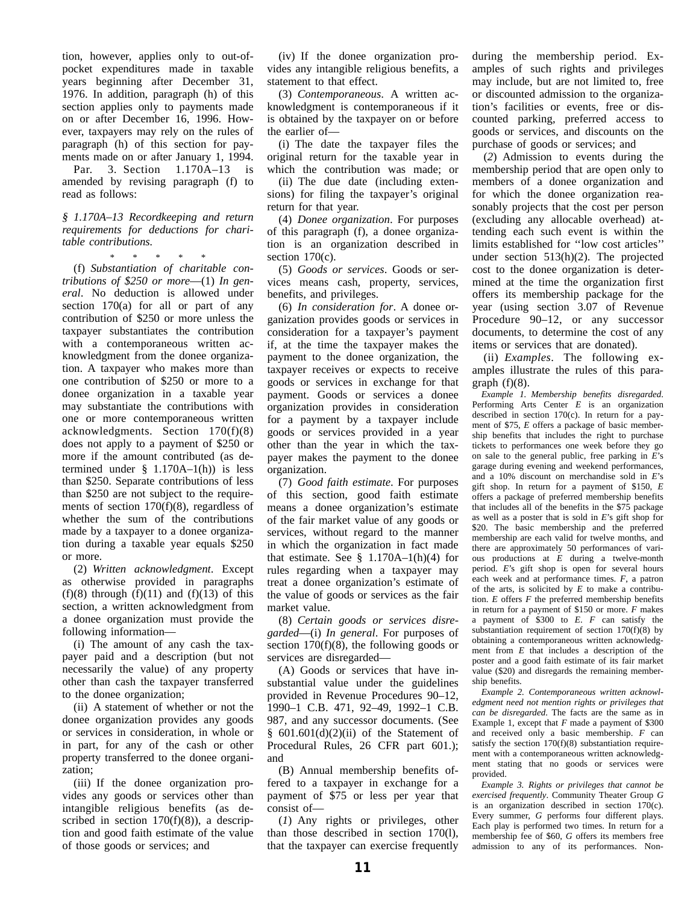tion, however, applies only to out-of-pocket expenditures made in taxable years beginning after December 31, 1976. In addition, paragraph (h) of this section applies only to payments made on or after December 16, 1996. However, taxpayers may rely on the rules of paragraph (h) of this section for payments made on or after January 1, 1994.

Par. 3. Section 1.170A–13 is amended by revising paragraph (f) to read as follows:

*§ 1.170A–13 Recordkeeping and return requirements for deductions for charitable contributions.*

\* \* \* \* \*

(f) *Substantiation of charitable contributions of $250 or more*—(1) *In general*. No deduction is allowed under section 170(a) for all or part of any contribution of $250 or more unless the taxpayer substantiates the contribution with a contemporaneous written acknowledgment from the donee organization. A taxpayer who makes more than one contribution of $250 or more to a donee organization in a taxable year may substantiate the contributions with one or more contemporaneous written acknowledgments. Section 170(f)(8) does not apply to a payment of $250 or more if the amount contributed (as determined under § 1.170A–1(h)) is less than $250. Separate contributions of less than $250 are not subject to the requirements of section 170(f)(8), regardless of whether the sum of the contributions made by a taxpayer to a donee organization during a taxable year equals $250 or more.

(2) *Written acknowledgment*. Except as otherwise provided in paragraphs (f)(8) through (f)(11) and (f)(13) of this section, a written acknowledgment from a donee organization must provide the following information—

(i) The amount of any cash the taxpayer paid and a description (but not necessarily the value) of any property other than cash the taxpayer transferred to the donee organization;

(ii) A statement of whether or not the donee organization provides any goods or services in consideration, in whole or in part, for any of the cash or other property transferred to the donee organization;

(iii) If the donee organization provides any goods or services other than intangible religious benefits (as described in section 170(f)(8)), a description and good faith estimate of the value of those goods or services; and

(iv) If the donee organization provides any intangible religious benefits, a statement to that effect.

(3) *Contemporaneous*. A written acknowledgment is contemporaneous if it is obtained by the taxpayer on or before the earlier of—

(i) The date the taxpayer files the original return for the taxable year in which the contribution was made; or

(ii) The due date (including extensions) for filing the taxpayer's original return for that year.

(4) *Donee organization*. For purposes of this paragraph (f), a donee organization is an organization described in section 170(c).

(5) *Goods or services*. Goods or services means cash, property, services, benefits, and privileges.

(6) *In consideration for*. A donee organization provides goods or services in consideration for a taxpayer's payment if, at the time the taxpayer makes the payment to the donee organization, the taxpayer receives or expects to receive goods or services in exchange for that payment. Goods or services a donee organization provides in consideration for a payment by a taxpayer include goods or services provided in a year other than the year in which the taxpayer makes the payment to the donee organization.

(7) *Good faith estimate*. For purposes of this section, good faith estimate means a donee organization's estimate of the fair market value of any goods or services, without regard to the manner in which the organization in fact made that estimate. See § 1.170A–1(h)(4) for rules regarding when a taxpayer may treat a donee organization's estimate of the value of goods or services as the fair market value.

(8) *Certain goods or services disregarded*—(i) *In general*. For purposes of section 170(f)(8), the following goods or services are disregarded—

(A) Goods or services that have insubstantial value under the guidelines provided in Revenue Procedures 90–12, 1990–1 C.B. 471, 92–49, 1992–1 C.B. 987, and any successor documents. (See § 601.601(d)(2)(ii) of the Statement of Procedural Rules, 26 CFR part 601.); and

(B) Annual membership benefits offered to a taxpayer in exchange for a payment of $75 or less per year that consist of—

(*1*) Any rights or privileges, other than those described in section 170(l), that the taxpayer can exercise frequently during the membership period. Examples of such rights and privileges may include, but are not limited to, free or discounted admission to the organization's facilities or events, free or discounted parking, preferred access to goods or services, and discounts on the purchase of goods or services; and

(*2*) Admission to events during the membership period that are open only to members of a donee organization and for which the donee organization reasonably projects that the cost per person (excluding any allocable overhead) attending each such event is within the limits established for ''low cost articles'' under section 513(h)(2). The projected cost to the donee organization is determined at the time the organization first offers its membership package for the year (using section 3.07 of Revenue Procedure 90–12, or any successor documents, to determine the cost of any items or services that are donated).

(ii) *Examples*. The following examples illustrate the rules of this paragraph (f)(8).

*Example 1. Membership benefits disregarded*. Performing Arts Center *E* is an organization described in section 170(c). In return for a payment of $75, *E* offers a package of basic membership benefits that includes the right to purchase tickets to performances one week before they go on sale to the general public, free parking in *E*'s garage during evening and weekend performances, and a 10% discount on merchandise sold in *E*'s gift shop. In return for a payment of $150, *E* offers a package of preferred membership benefits that includes all of the benefits in the $75 package as well as a poster that is sold in *E*'s gift shop for $20. The basic membership and the preferred membership are each valid for twelve months, and there are approximately 50 performances of various productions at *E* during a twelve-month period. *E*'s gift shop is open for several hours each week and at performance times. *F*, a patron of the arts, is solicited by *E* to make a contribution. *E* offers *F* the preferred membership benefits in return for a payment of $150 or more. *F* makes a payment of $300 to *E*. *F* can satisfy the substantiation requirement of section 170(f)(8) by obtaining a contemporaneous written acknowledgment from *E* that includes a description of the poster and a good faith estimate of its fair market value ($20) and disregards the remaining membership benefits.

*Example 2. Contemporaneous written acknowledgment need not mention rights or privileges that can be disregarded*. The facts are the same as in Example 1, except that *F* made a payment of $300 and received only a basic membership. *F* can satisfy the section 170(f)(8) substantiation requirement with a contemporaneous written acknowledgment stating that no goods or services were provided.

*Example 3. Rights or privileges that cannot be exercised frequently*. Community Theater Group *G* is an organization described in section 170(c). Every summer, *G* performs four different plays. Each play is performed two times. In return for a membership fee of $60, *G* offers its members free admission to any of its performances. Non-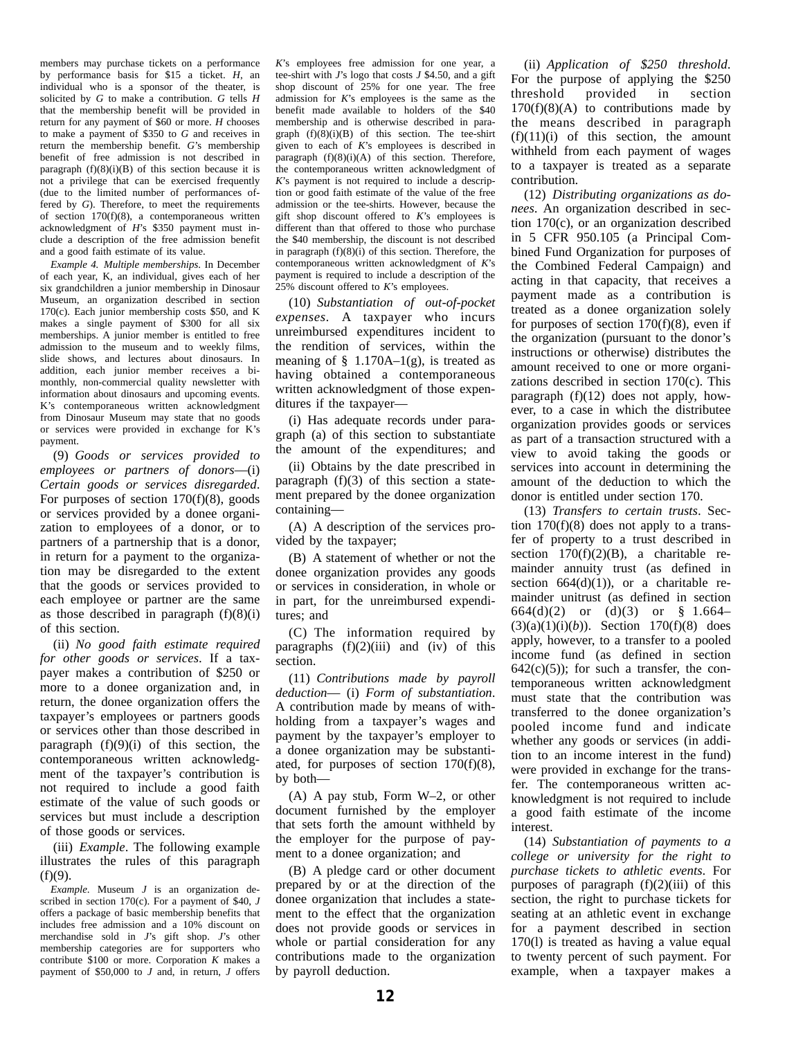members may purchase tickets on a performance by performance basis for $15 a ticket. *H*, an individual who is a sponsor of the theater, is solicited by *G* to make a contribution. *G* tells *H* that the membership benefit will be provided in return for any payment of $60 or more. *H* chooses to make a payment of $350 to *G* and receives in return the membership benefit. *G*'s membership benefit of free admission is not described in paragraph (f)(8)(i)(B) of this section because it is not a privilege that can be exercised frequently (due to the limited number of performances offered by *G*). Therefore, to meet the requirements of section 170(f)(8), a contemporaneous written acknowledgment of *H*'s $350 payment must include a description of the free admission benefit and a good faith estimate of its value.

*Example 4. Multiple memberships*. In December of each year, K, an individual, gives each of her six grandchildren a junior membership in Dinosaur Museum, an organization described in section 170(c). Each junior membership costs $50, and K makes a single payment of $300 for all six memberships. A junior member is entitled to free admission to the museum and to weekly films, slide shows, and lectures about dinosaurs. In addition, each junior member receives a bimonthly, non-commercial quality newsletter with information about dinosaurs and upcoming events. K's contemporaneous written acknowledgment from Dinosaur Museum may state that no goods or services were provided in exchange for K's payment.

(9) *Goods or services provided to employees or partners of donors*—(i) *Certain goods or services disregarded*. For purposes of section 170(f)(8), goods or services provided by a donee organization to employees of a donor, or to partners of a partnership that is a donor, in return for a payment to the organization may be disregarded to the extent that the goods or services provided to each employee or partner are the same as those described in paragraph (f)(8)(i) of this section.

(ii) *No good faith estimate required for other goods or services*. If a taxpayer makes a contribution of $250 or more to a donee organization and, in return, the donee organization offers the taxpayer's employees or partners goods or services other than those described in paragraph (f)(9)(i) of this section, the contemporaneous written acknowledgment of the taxpayer's contribution is not required to include a good faith estimate of the value of such goods or services but must include a description of those goods or services.

(iii) *Example*. The following example illustrates the rules of this paragraph (f)(9).

*Example*. Museum *J* is an organization described in section 170(c). For a payment of $40, *J* offers a package of basic membership benefits that includes free admission and a 10% discount on merchandise sold in *J*'s gift shop. *J*'s other membership categories are for supporters who contribute $100 or more. Corporation *K* makes a payment of $50,000 to *J* and, in return, *J* offers *K*'s employees free admission for one year, a tee-shirt with *J*'s logo that costs *J* $4.50, and a gift shop discount of 25% for one year. The free admission for *K*'s employees is the same as the benefit made available to holders of the $40 membership and is otherwise described in paragraph (f)(8)(i)(B) of this section. The tee-shirt given to each of *K*'s employees is described in paragraph (f)(8)(i)(A) of this section. Therefore, the contemporaneous written acknowledgment of *K*'s payment is not required to include a description or good faith estimate of the value of the free admission or the tee-shirts. However, because the gift shop discount offered to *K*'s employees is different than that offered to those who purchase the $40 membership, the discount is not described in paragraph (f)(8)(i) of this section. Therefore, the contemporaneous written acknowledgment of *K*'s payment is required to include a description of the 25% discount offered to *K*'s employees.

(10) *Substantiation of out-of-pocket expenses*. A taxpayer who incurs unreimbursed expenditures incident to the rendition of services, within the meaning of § 1.170A–1(g), is treated as having obtained a contemporaneous written acknowledgment of those expenditures if the taxpayer—

(i) Has adequate records under paragraph (a) of this section to substantiate the amount of the expenditures; and

(ii) Obtains by the date prescribed in paragraph (f)(3) of this section a statement prepared by the donee organization containing—

(A) A description of the services provided by the taxpayer;

(B) A statement of whether or not the donee organization provides any goods or services in consideration, in whole or in part, for the unreimbursed expenditures; and

(C) The information required by paragraphs (f)(2)(iii) and (iv) of this section.

(11) *Contributions made by payroll deduction*— (i) *Form of substantiation*. A contribution made by means of withholding from a taxpayer's wages and payment by the taxpayer's employer to a donee organization may be substantiated, for purposes of section 170(f)(8), by both—

(A) A pay stub, Form W–2, or other document furnished by the employer that sets forth the amount withheld by the employer for the purpose of payment to a donee organization; and

(B) A pledge card or other document prepared by or at the direction of the donee organization that includes a statement to the effect that the organization does not provide goods or services in whole or partial consideration for any contributions made to the organization by payroll deduction.

(ii) *Application of $250 threshold*. For the purpose of applying the $250 threshold provided in section 170(f)(8)(A) to contributions made by the means described in paragraph (f)(11)(i) of this section, the amount withheld from each payment of wages to a taxpayer is treated as a separate contribution.

(12) *Distributing organizations as donees*. An organization described in section 170(c), or an organization described in 5 CFR 950.105 (a Principal Combined Fund Organization for purposes of the Combined Federal Campaign) and acting in that capacity, that receives a payment made as a contribution is treated as a donee organization solely for purposes of section 170(f)(8), even if the organization (pursuant to the donor's instructions or otherwise) distributes the amount received to one or more organizations described in section 170(c). This paragraph (f)(12) does not apply, however, to a case in which the distributee organization provides goods or services as part of a transaction structured with a view to avoid taking the goods or services into account in determining the amount of the deduction to which the donor is entitled under section 170.

(13) *Transfers to certain trusts*. Section 170(f)(8) does not apply to a transfer of property to a trust described in section 170(f)(2)(B), a charitable remainder annuity trust (as defined in section 664(d)(1)), or a charitable remainder unitrust (as defined in section 664(d)(2) or (d)(3) or § 1.664–(3)(a)(1)(i)(*b*)). Section 170(f)(8) does apply, however, to a transfer to a pooled income fund (as defined in section 642(c)(5)); for such a transfer, the contemporaneous written acknowledgment must state that the contribution was transferred to the donee organization's pooled income fund and indicate whether any goods or services (in addition to an income interest in the fund) were provided in exchange for the transfer. The contemporaneous written acknowledgment is not required to include a good faith estimate of the income interest.

(14) *Substantiation of payments to a college or university for the right to purchase tickets to athletic events*. For purposes of paragraph (f)(2)(iii) of this section, the right to purchase tickets for seating at an athletic event in exchange for a payment described in section 170(l) is treated as having a value equal to twenty percent of such payment. For example, when a taxpayer makes a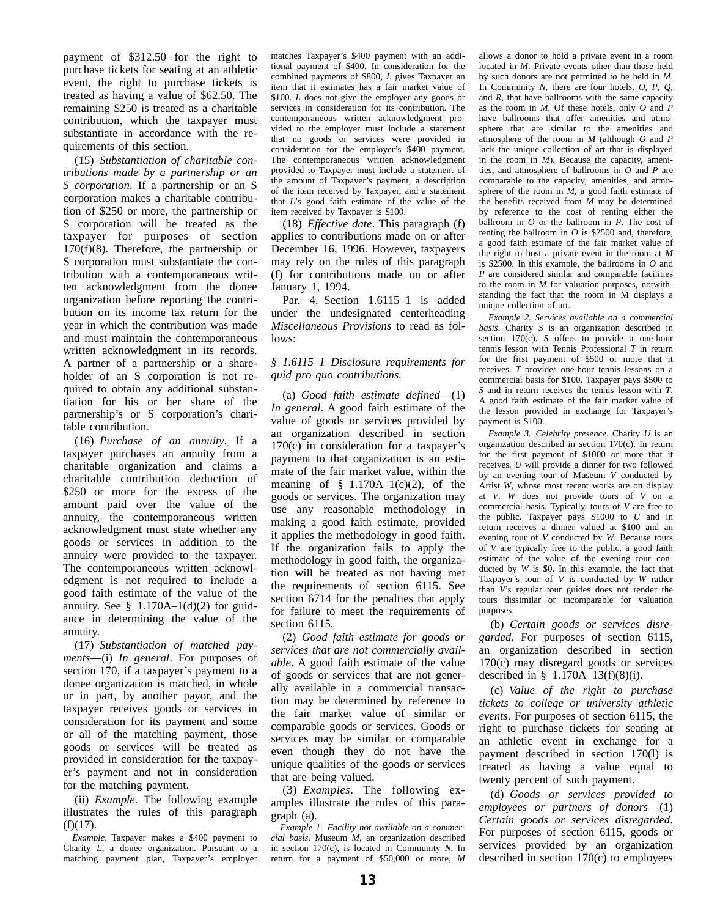payment of $312.50 for the right to purchase tickets for seating at an athletic event, the right to purchase tickets is treated as having a value of $62.50. The remaining $250 is treated as a charitable contribution, which the taxpayer must substantiate in accordance with the requirements of this section.

(15) *Substantiation of charitable contributions made by a partnership or an S corporation*. If a partnership or an S corporation makes a charitable contribution of $250 or more, the partnership or S corporation will be treated as the taxpayer for purposes of section 170(f)(8). Therefore, the partnership or S corporation must substantiate the contribution with a contemporaneous written acknowledgment from the donee organization before reporting the contribution on its income tax return for the year in which the contribution was made and must maintain the contemporaneous written acknowledgment in its records. A partner of a partnership or a shareholder of an S corporation is not required to obtain any additional substantiation for his or her share of the partnership's or S corporation's charitable contribution.

(16) *Purchase of an annuity*. If a taxpayer purchases an annuity from a charitable organization and claims a charitable contribution deduction of $250 or more for the excess of the amount paid over the value of the annuity, the contemporaneous written acknowledgment must state whether any goods or services in addition to the annuity were provided to the taxpayer. The contemporaneous written acknowledgment is not required to include a good faith estimate of the value of the annuity. See § 1.170A–1(d)(2) for guidance in determining the value of the annuity.

(17) *Substantiation of matched payments*—(i) *In general*. For purposes of section 170, if a taxpayer's payment to a donee organization is matched, in whole or in part, by another payor, and the taxpayer receives goods or services in consideration for its payment and some or all of the matching payment, those goods or services will be treated as provided in consideration for the taxpayer's payment and not in consideration for the matching payment.

(ii) *Example*. The following example illustrates the rules of this paragraph (f)(17).

*Example*. Taxpayer makes a $400 payment to Charity *L*, a donee organization. Pursuant to a matching payment plan, Taxpayer's employer matches Taxpayer's $400 payment with an additional payment of $400. In consideration for the combined payments of $800, *L* gives Taxpayer an item that it estimates has a fair market value of $100. *L* does not give the employer any goods or services in consideration for its contribution. The contemporaneous written acknowledgment provided to the employer must include a statement that no goods or services were provided in consideration for the employer's $400 payment. The contemporaneous written acknowledgment provided to Taxpayer must include a statement of the amount of Taxpayer's payment, a description of the item received by Taxpayer, and a statement that *L*'s good faith estimate of the value of the item received by Taxpayer is $100.

(18) *Effective date*. This paragraph (f) applies to contributions made on or after December 16, 1996. However, taxpayers may rely on the rules of this paragraph (f) for contributions made on or after January 1, 1994.

Par. 4. Section 1.6115–1 is added under the undesignated centerheading *Miscellaneous Provisions* to read as follows:

*§ 1.6115–1 Disclosure requirements for quid pro quo contributions.*

(a) *Good faith estimate defined*—(1) *In general*. A good faith estimate of the value of goods or services provided by an organization described in section 170(c) in consideration for a taxpayer's payment to that organization is an estimate of the fair market value, within the meaning of § 1.170A–1(c)(2), of the goods or services. The organization may use any reasonable methodology in making a good faith estimate, provided it applies the methodology in good faith. If the organization fails to apply the methodology in good faith, the organization will be treated as not having met the requirements of section 6115. See section 6714 for the penalties that apply for failure to meet the requirements of section 6115.

(2) *Good faith estimate for goods or services that are not commercially available*. A good faith estimate of the value of goods or services that are not generally available in a commercial transaction may be determined by reference to the fair market value of similar or comparable goods or services. Goods or services may be similar or comparable even though they do not have the unique qualities of the goods or services that are being valued.

(3) *Examples*. The following examples illustrate the rules of this paragraph (a).

*Example 1. Facility not available on a commercial basis*. Museum *M*, an organization described in section 170(c), is located in Community *N*. In return for a payment of $50,000 or more, *M* allows a donor to hold a private event in a room located in *M*. Private events other than those held by such donors are not permitted to be held in *M*. In Community *N*, there are four hotels, *O*, *P*, *Q*, and *R*, that have ballrooms with the same capacity as the room in *M*. Of these hotels, only *O* and *P* have ballrooms that offer amenities and atmosphere that are similar to the amenities and atmosphere of the room in *M* (although *O* and *P* lack the unique collection of art that is displayed in the room in *M*). Because the capacity, amenities, and atmosphere of ballrooms in *O* and *P* are comparable to the capacity, amenities, and atmosphere of the room in *M*, a good faith estimate of the benefits received from *M* may be determined by reference to the cost of renting either the ballroom in *O* or the ballroom in *P*. The cost of renting the ballroom in *O* is $2500 and, therefore, a good faith estimate of the fair market value of the right to host a private event in the room at *M* is $2500. In this example, the ballrooms in *O* and *P* are considered similar and comparable facilities to the room in *M* for valuation purposes, notwithstanding the fact that the room in M displays a unique collection of art.

*Example 2. Services available on a commercial basis*. Charity *S* is an organization described in section 170(c). *S* offers to provide a one-hour tennis lesson with Tennis Professional *T* in return for the first payment of $500 or more that it receives. *T* provides one-hour tennis lessons on a commercial basis for $100. Taxpayer pays $500 to *S* and in return receives the tennis lesson with *T*. A good faith estimate of the fair market value of the lesson provided in exchange for Taxpayer's payment is $100.

*Example 3. Celebrity presence*. Charity *U* is an organization described in section 170(c). In return for the first payment of $1000 or more that it receives, *U* will provide a dinner for two followed by an evening tour of Museum *V* conducted by Artist *W*, whose most recent works are on display at *V*. *W* does not provide tours of *V* on a commercial basis. Typically, tours of *V* are free to the public. Taxpayer pays $1000 to *U* and in return receives a dinner valued at $100 and an evening tour of *V* conducted by *W*. Because tours of *V* are typically free to the public, a good faith estimate of the value of the evening tour conducted by *W* is $0. In this example, the fact that Taxpayer's tour of *V* is conducted by *W* rather than *V*'s regular tour guides does not render the tours dissimilar or incomparable for valuation purposes.

(b) *Certain goods or services disregarded*. For purposes of section 6115, an organization described in section 170(c) may disregard goods or services described in § 1.170A–13(f)(8)(i).

(c) *Value of the right to purchase tickets to college or university athletic events*. For purposes of section 6115, the right to purchase tickets for seating at an athletic event in exchange for a payment described in section 170(l) is treated as having a value equal to twenty percent of such payment.

(d) *Goods or services provided to employees or partners of donors*—(1) *Certain goods or services disregarded*. For purposes of section 6115, goods or services provided by an organization described in section 170(c) to employees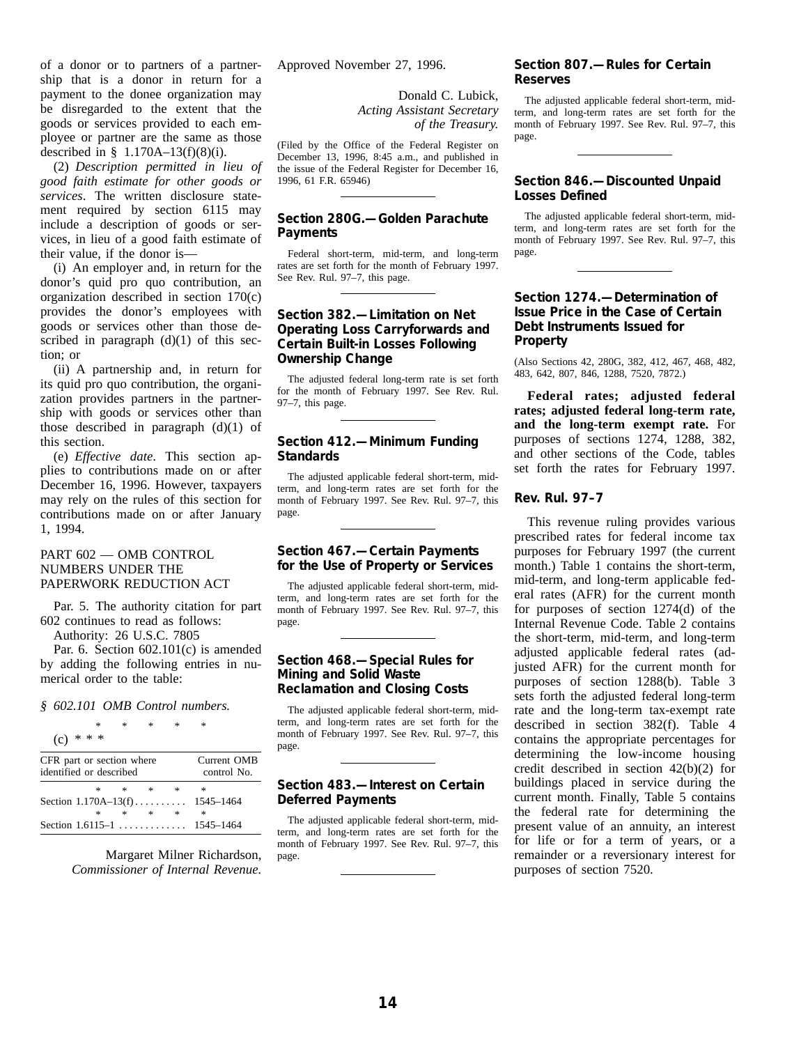of a donor or to partners of a partnership that is a donor in return for a payment to the donee organization may be disregarded to the extent that the goods or services provided to each employee or partner are the same as those described in § 1.170A–13(f)(8)(i).

(2) *Description permitted in lieu of good faith estimate for other goods or services*. The written disclosure statement required by section 6115 may include a description of goods or services, in lieu of a good faith estimate of their value, if the donor is—

(i) An employer and, in return for the donor's quid pro quo contribution, an organization described in section 170(c) provides the donor's employees with goods or services other than those described in paragraph (d)(1) of this section; or

(ii) A partnership and, in return for its quid pro quo contribution, the organization provides partners in the partnership with goods or services other than those described in paragraph (d)(1) of this section.

(e) *Effective date*. This section applies to contributions made on or after December 16, 1996. However, taxpayers may rely on the rules of this section for contributions made on or after January 1, 1994.

PART 602 — OMB CONTROL NUMBERS UNDER THE PAPERWORK REDUCTION ACT

Par. 5. The authority citation for part 602 continues to read as follows:

Authority: 26 U.S.C. 7805

Par. 6. Section 602.101(c) is amended by adding the following entries in numerical order to the table:

*§ 602.101 OMB Control numbers.*

\* \* \* \* \*

(c) \* \* \*

| CFR part or section where identified or described | Current OMB control No. |
|---|---|
| \* \* \* \* \* | |
| Section 1.170A–13(f) | 1545–1464 |
| \* \* \* \* \* | |
| Section 1.6115–1 | 1545–1464 |

Margaret Milner Richardson,
*Commissioner of Internal Revenue*.

Approved November 27, 1996.

Donald C. Lubick,
*Acting Assistant Secretary of the Treasury*.

(Filed by the Office of the Federal Register on December 13, 1996, 8:45 a.m., and published in the issue of the Federal Register for December 16, 1996, 61 F.R. 65946)

## Section 280G.—Golden Parachute Payments

Federal short-term, mid-term, and long-term rates are set forth for the month of February 1997. See Rev. Rul. 97–7, this page.

## Section 382.—Limitation on Net Operating Loss Carryforwards and Certain Built-in Losses Following Ownership Change

The adjusted federal long-term rate is set forth for the month of February 1997. See Rev. Rul. 97–7, this page.

## Section 412.—Minimum Funding Standards

The adjusted applicable federal short-term, mid-term, and long-term rates are set forth for the month of February 1997. See Rev. Rul. 97–7, this page.

## Section 467.—Certain Payments for the Use of Property or Services

The adjusted applicable federal short-term, mid-term, and long-term rates are set forth for the month of February 1997. See Rev. Rul. 97–7, this page.

## Section 468.—Special Rules for Mining and Solid Waste Reclamation and Closing Costs

The adjusted applicable federal short-term, mid-term, and long-term rates are set forth for the month of February 1997. See Rev. Rul. 97–7, this page.

## Section 483.—Interest on Certain Deferred Payments

The adjusted applicable federal short-term, mid-term, and long-term rates are set forth for the month of February 1997. See Rev. Rul. 97–7, this page.

## Section 807.—Rules for Certain Reserves

The adjusted applicable federal short-term, mid-term, and long-term rates are set forth for the month of February 1997. See Rev. Rul. 97–7, this page.

## Section 846.—Discounted Unpaid Losses Defined

The adjusted applicable federal short-term, mid-term, and long-term rates are set forth for the month of February 1997. See Rev. Rul. 97–7, this page.

## Section 1274.—Determination of Issue Price in the Case of Certain Debt Instruments Issued for Property

(Also Sections 42, 280G, 382, 412, 467, 468, 482, 483, 642, 807, 846, 1288, 7520, 7872.)

**Federal rates; adjusted federal rates; adjusted federal long-term rate, and the long-term exempt rate.** For purposes of sections 1274, 1288, 382, and other sections of the Code, tables set forth the rates for February 1997.

### Rev. Rul. 97–7

This revenue ruling provides various prescribed rates for federal income tax purposes for February 1997 (the current month.) Table 1 contains the short-term, mid-term, and long-term applicable federal rates (AFR) for the current month for purposes of section 1274(d) of the Internal Revenue Code. Table 2 contains the short-term, mid-term, and long-term adjusted applicable federal rates (adjusted AFR) for the current month for purposes of section 1288(b). Table 3 sets forth the adjusted federal long-term rate and the long-term tax-exempt rate described in section 382(f). Table 4 contains the appropriate percentages for determining the low-income housing credit described in section 42(b)(2) for buildings placed in service during the current month. Finally, Table 5 contains the federal rate for determining the present value of an annuity, an interest for life or for a term of years, or a remainder or a reversionary interest for purposes of section 7520.